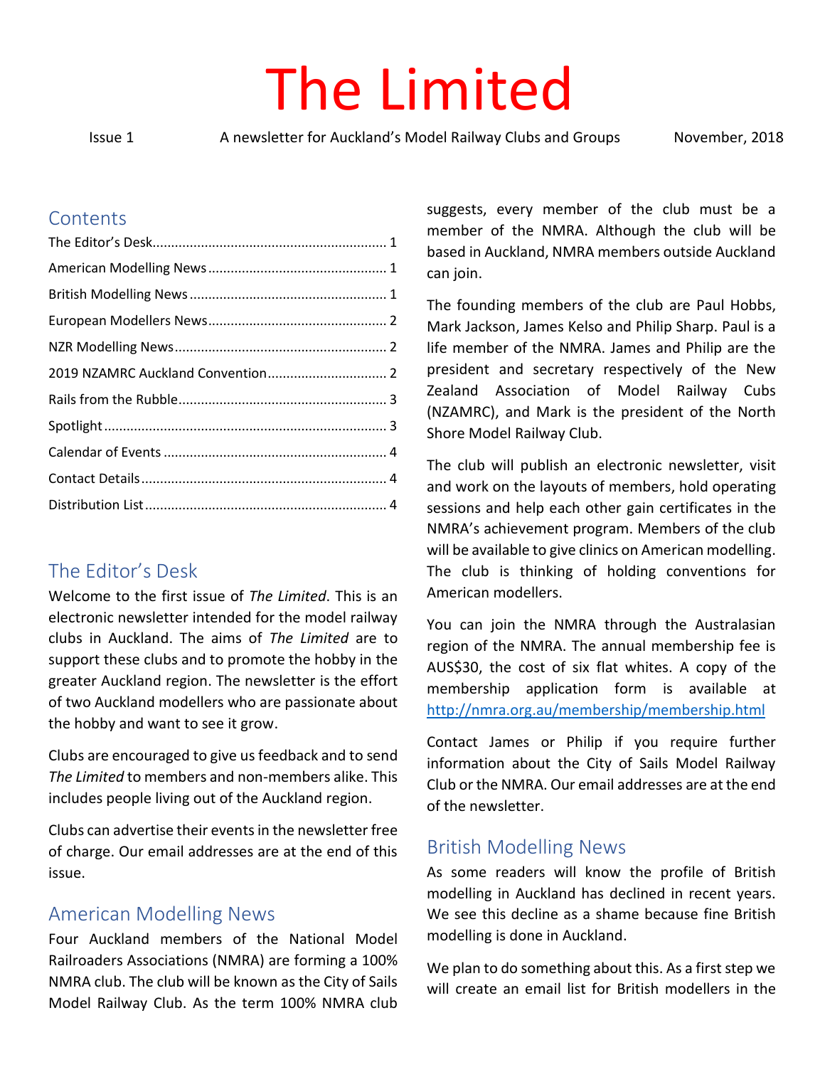# The Limited

Issue 1 A newsletter for Auckland's Model Railway Clubs and Groups November, 2018

## Contents

The Editor's Desk.............................................................. 1
American Modelling News ............................................... 1
British Modelling News .................................................... 1
European Modellers News............................................... 2
NZR Modelling News........................................................ 2
2019 NZAMRC Auckland Convention................................ 2
Rails from the Rubble....................................................... 3
Spotlight ........................................................................... 3
Calendar of Events ........................................................... 4
Contact Details................................................................. 4
Distribution List................................................................ 4

## The Editor's Desk

Welcome to the first issue of *The Limited*. This is an electronic newsletter intended for the model railway clubs in Auckland. The aims of *The Limited* are to support these clubs and to promote the hobby in the greater Auckland region. The newsletter is the effort of two Auckland modellers who are passionate about the hobby and want to see it grow.

Clubs are encouraged to give us feedback and to send *The Limited* to members and non-members alike. This includes people living out of the Auckland region.

Clubs can advertise their events in the newsletter free of charge. Our email addresses are at the end of this issue.

## American Modelling News

Four Auckland members of the National Model Railroaders Associations (NMRA) are forming a 100% NMRA club. The club will be known as the City of Sails Model Railway Club. As the term 100% NMRA club suggests, every member of the club must be a member of the NMRA. Although the club will be based in Auckland, NMRA members outside Auckland can join.

The founding members of the club are Paul Hobbs, Mark Jackson, James Kelso and Philip Sharp. Paul is a life member of the NMRA. James and Philip are the president and secretary respectively of the New Zealand Association of Model Railway Cubs (NZAMRC), and Mark is the president of the North Shore Model Railway Club.

The club will publish an electronic newsletter, visit and work on the layouts of members, hold operating sessions and help each other gain certificates in the NMRA's achievement program. Members of the club will be available to give clinics on American modelling. The club is thinking of holding conventions for American modellers.

You can join the NMRA through the Australasian region of the NMRA. The annual membership fee is AUS$30, the cost of six flat whites. A copy of the membership application form is available at http://nmra.org.au/membership/membership.html

Contact James or Philip if you require further information about the City of Sails Model Railway Club or the NMRA. Our email addresses are at the end of the newsletter.

## British Modelling News

As some readers will know the profile of British modelling in Auckland has declined in recent years. We see this decline as a shame because fine British modelling is done in Auckland.

We plan to do something about this. As a first step we will create an email list for British modellers in the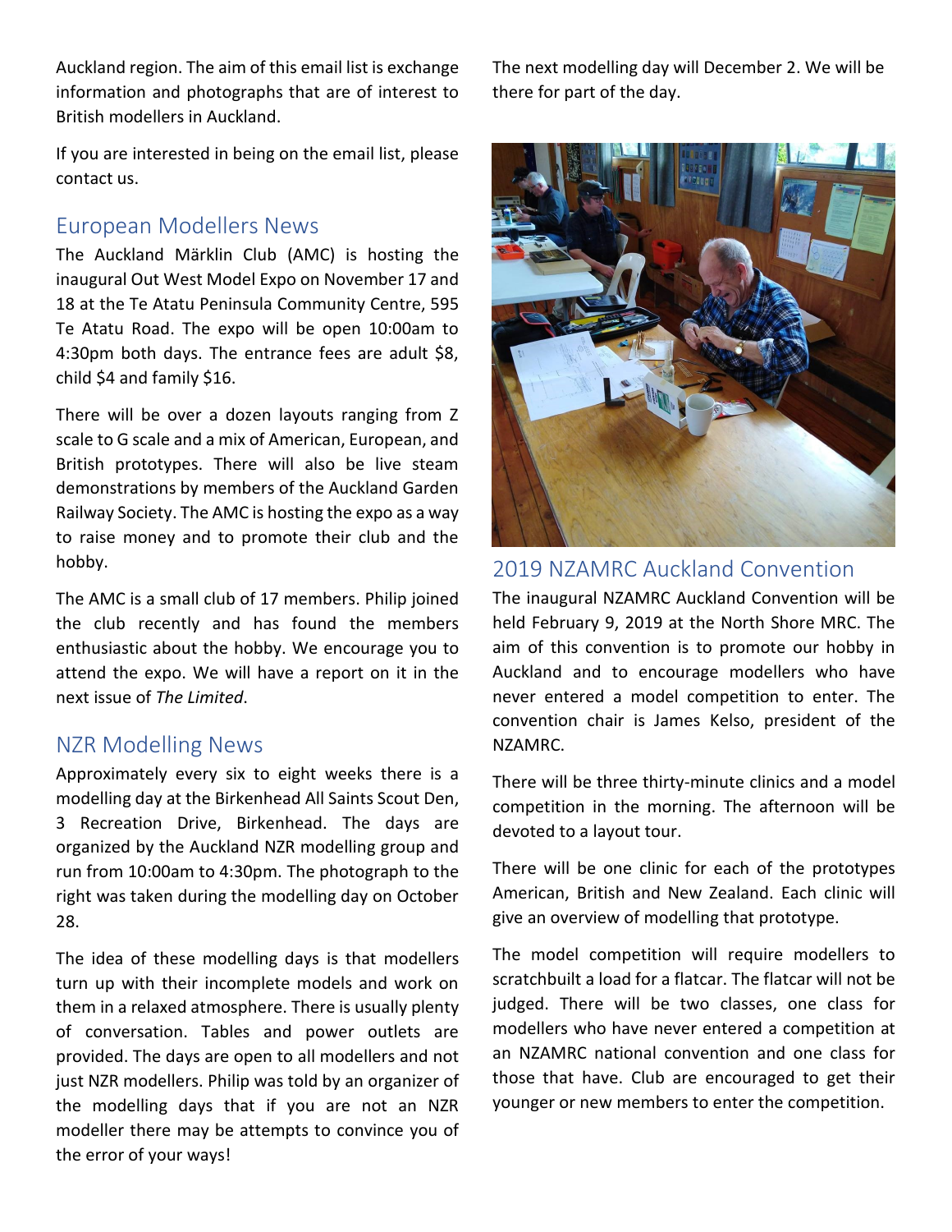Auckland region. The aim of this email list is exchange information and photographs that are of interest to British modellers in Auckland.

If you are interested in being on the email list, please contact us.

## European Modellers News

The Auckland Märklin Club (AMC) is hosting the inaugural Out West Model Expo on November 17 and 18 at the Te Atatu Peninsula Community Centre, 595 Te Atatu Road. The expo will be open 10:00am to 4:30pm both days. The entrance fees are adult $8, child $4 and family $16.

There will be over a dozen layouts ranging from Z scale to G scale and a mix of American, European, and British prototypes. There will also be live steam demonstrations by members of the Auckland Garden Railway Society. The AMC is hosting the expo as a way to raise money and to promote their club and the hobby.

The AMC is a small club of 17 members. Philip joined the club recently and has found the members enthusiastic about the hobby. We encourage you to attend the expo. We will have a report on it in the next issue of *The Limited*.

## NZR Modelling News

Approximately every six to eight weeks there is a modelling day at the Birkenhead All Saints Scout Den, 3 Recreation Drive, Birkenhead. The days are organized by the Auckland NZR modelling group and run from 10:00am to 4:30pm. The photograph to the right was taken during the modelling day on October 28.

The idea of these modelling days is that modellers turn up with their incomplete models and work on them in a relaxed atmosphere. There is usually plenty of conversation. Tables and power outlets are provided. The days are open to all modellers and not just NZR modellers. Philip was told by an organizer of the modelling days that if you are not an NZR modeller there may be attempts to convince you of the error of your ways!

The next modelling day will December 2. We will be there for part of the day.

## 2019 NZAMRC Auckland Convention

The inaugural NZAMRC Auckland Convention will be held February 9, 2019 at the North Shore MRC. The aim of this convention is to promote our hobby in Auckland and to encourage modellers who have never entered a model competition to enter. The convention chair is James Kelso, president of the NZAMRC.

There will be three thirty-minute clinics and a model competition in the morning. The afternoon will be devoted to a layout tour.

There will be one clinic for each of the prototypes American, British and New Zealand. Each clinic will give an overview of modelling that prototype.

The model competition will require modellers to scratchbuilt a load for a flatcar. The flatcar will not be judged. There will be two classes, one class for modellers who have never entered a competition at an NZAMRC national convention and one class for those that have. Club are encouraged to get their younger or new members to enter the competition.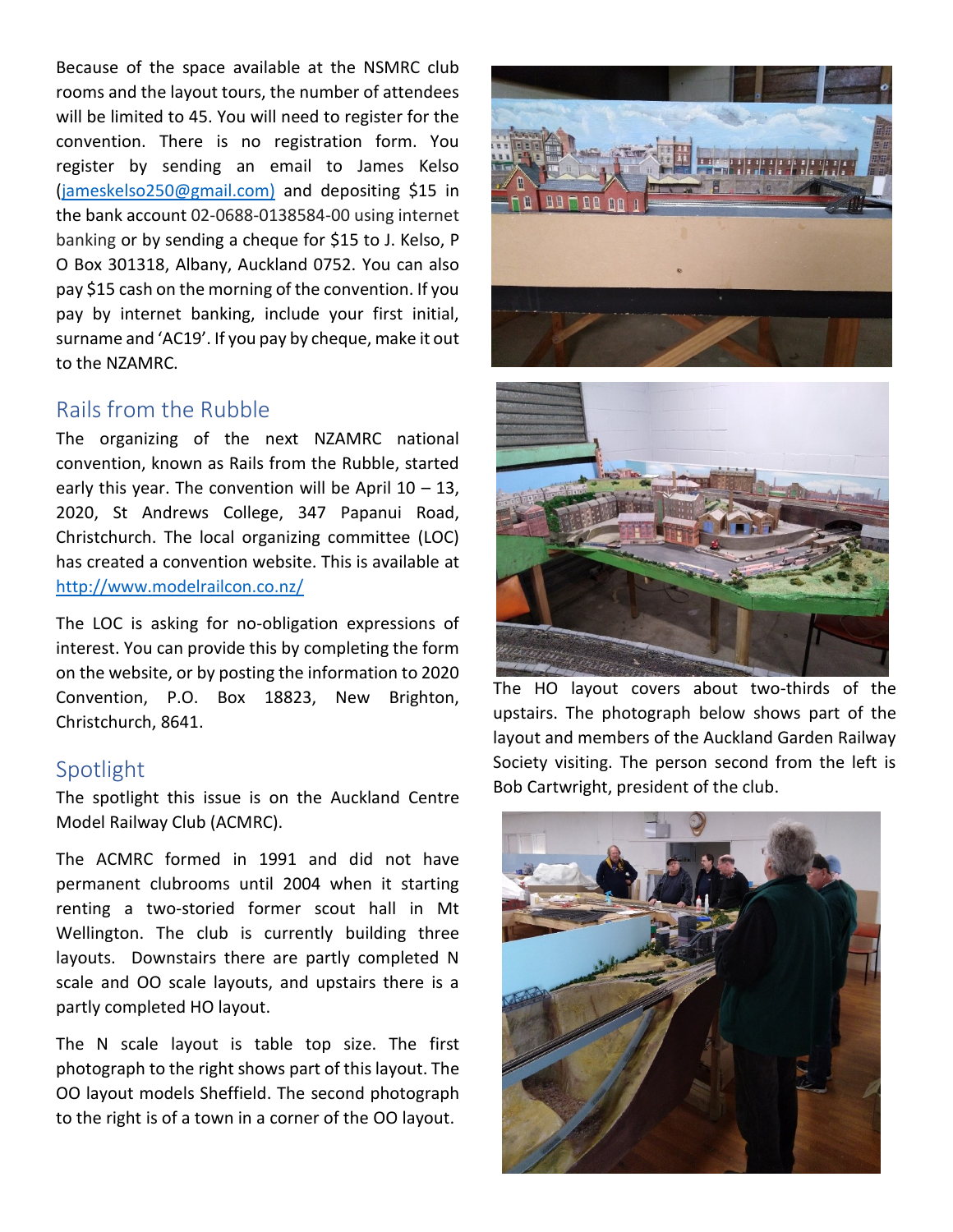Because of the space available at the NSMRC club rooms and the layout tours, the number of attendees will be limited to 45. You will need to register for the convention. There is no registration form. You register by sending an email to James Kelso (jameskelso250@gmail.com) and depositing $15 in the bank account 02-0688-0138584-00 using internet banking or by sending a cheque for $15 to J. Kelso, P O Box 301318, Albany, Auckland 0752. You can also pay $15 cash on the morning of the convention. If you pay by internet banking, include your first initial, surname and 'AC19'. If you pay by cheque, make it out to the NZAMRC.

## Rails from the Rubble

The organizing of the next NZAMRC national convention, known as Rails from the Rubble, started early this year. The convention will be April 10 – 13, 2020, St Andrews College, 347 Papanui Road, Christchurch. The local organizing committee (LOC) has created a convention website. This is available at http://www.modelrailcon.co.nz/

The LOC is asking for no-obligation expressions of interest. You can provide this by completing the form on the website, or by posting the information to 2020 Convention, P.O. Box 18823, New Brighton, Christchurch, 8641.

## Spotlight

The spotlight this issue is on the Auckland Centre Model Railway Club (ACMRC).

The ACMRC formed in 1991 and did not have permanent clubrooms until 2004 when it starting renting a two-storied former scout hall in Mt Wellington. The club is currently building three layouts. Downstairs there are partly completed N scale and OO scale layouts, and upstairs there is a partly completed HO layout.

The N scale layout is table top size. The first photograph to the right shows part of this layout. The OO layout models Sheffield. The second photograph to the right is of a town in a corner of the OO layout.

The HO layout covers about two-thirds of the upstairs. The photograph below shows part of the layout and members of the Auckland Garden Railway Society visiting. The person second from the left is Bob Cartwright, president of the club.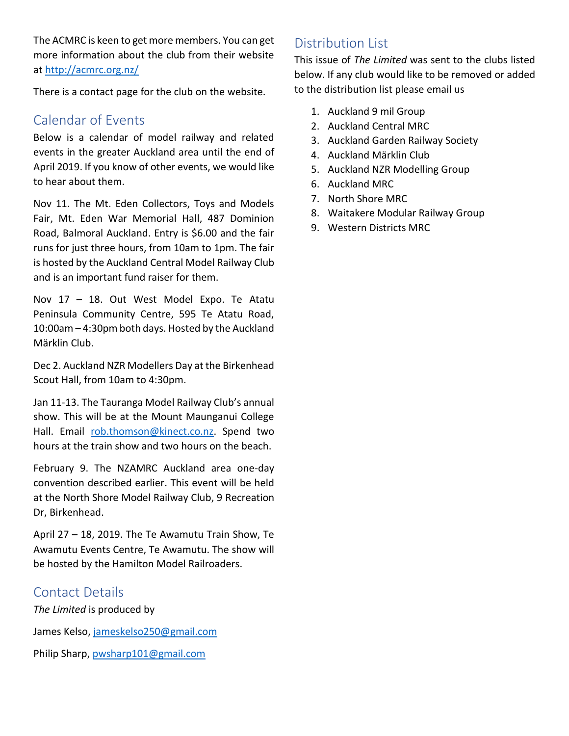The ACMRC is keen to get more members. You can get more information about the club from their website at http://acmrc.org.nz/

There is a contact page for the club on the website.

## Calendar of Events

Below is a calendar of model railway and related events in the greater Auckland area until the end of April 2019. If you know of other events, we would like to hear about them.

Nov 11. The Mt. Eden Collectors, Toys and Models Fair, Mt. Eden War Memorial Hall, 487 Dominion Road, Balmoral Auckland. Entry is $6.00 and the fair runs for just three hours, from 10am to 1pm. The fair is hosted by the Auckland Central Model Railway Club and is an important fund raiser for them.

Nov 17 – 18. Out West Model Expo. Te Atatu Peninsula Community Centre, 595 Te Atatu Road, 10:00am – 4:30pm both days. Hosted by the Auckland Märklin Club.

Dec 2. Auckland NZR Modellers Day at the Birkenhead Scout Hall, from 10am to 4:30pm.

Jan 11-13. The Tauranga Model Railway Club's annual show. This will be at the Mount Maunganui College Hall. Email rob.thomson@kinect.co.nz. Spend two hours at the train show and two hours on the beach.

February 9. The NZAMRC Auckland area one-day convention described earlier. This event will be held at the North Shore Model Railway Club, 9 Recreation Dr, Birkenhead.

April 27 – 18, 2019. The Te Awamutu Train Show, Te Awamutu Events Centre, Te Awamutu. The show will be hosted by the Hamilton Model Railroaders.

## Contact Details

*The Limited* is produced by

James Kelso, jameskelso250@gmail.com

Philip Sharp, pwsharp101@gmail.com

## Distribution List

This issue of *The Limited* was sent to the clubs listed below. If any club would like to be removed or added to the distribution list please email us

1. Auckland 9 mil Group
2. Auckland Central MRC
3. Auckland Garden Railway Society
4. Auckland Märklin Club
5. Auckland NZR Modelling Group
6. Auckland MRC
7. North Shore MRC
8. Waitakere Modular Railway Group
9. Western Districts MRC